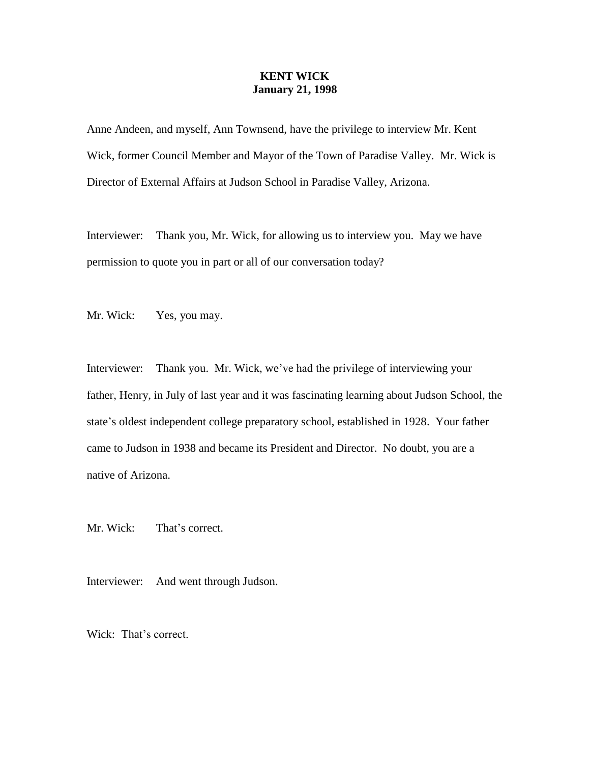**KENT WICK**
**January 21, 1998**

Anne Andeen, and myself, Ann Townsend, have the privilege to interview Mr. Kent Wick, former Council Member and Mayor of the Town of Paradise Valley. Mr. Wick is Director of External Affairs at Judson School in Paradise Valley, Arizona.

Interviewer: Thank you, Mr. Wick, for allowing us to interview you. May we have permission to quote you in part or all of our conversation today?

Mr. Wick: Yes, you may.

Interviewer: Thank you. Mr. Wick, we've had the privilege of interviewing your father, Henry, in July of last year and it was fascinating learning about Judson School, the state's oldest independent college preparatory school, established in 1928. Your father came to Judson in 1938 and became its President and Director. No doubt, you are a native of Arizona.

Mr. Wick: That's correct.

Interviewer: And went through Judson.

Wick: That's correct.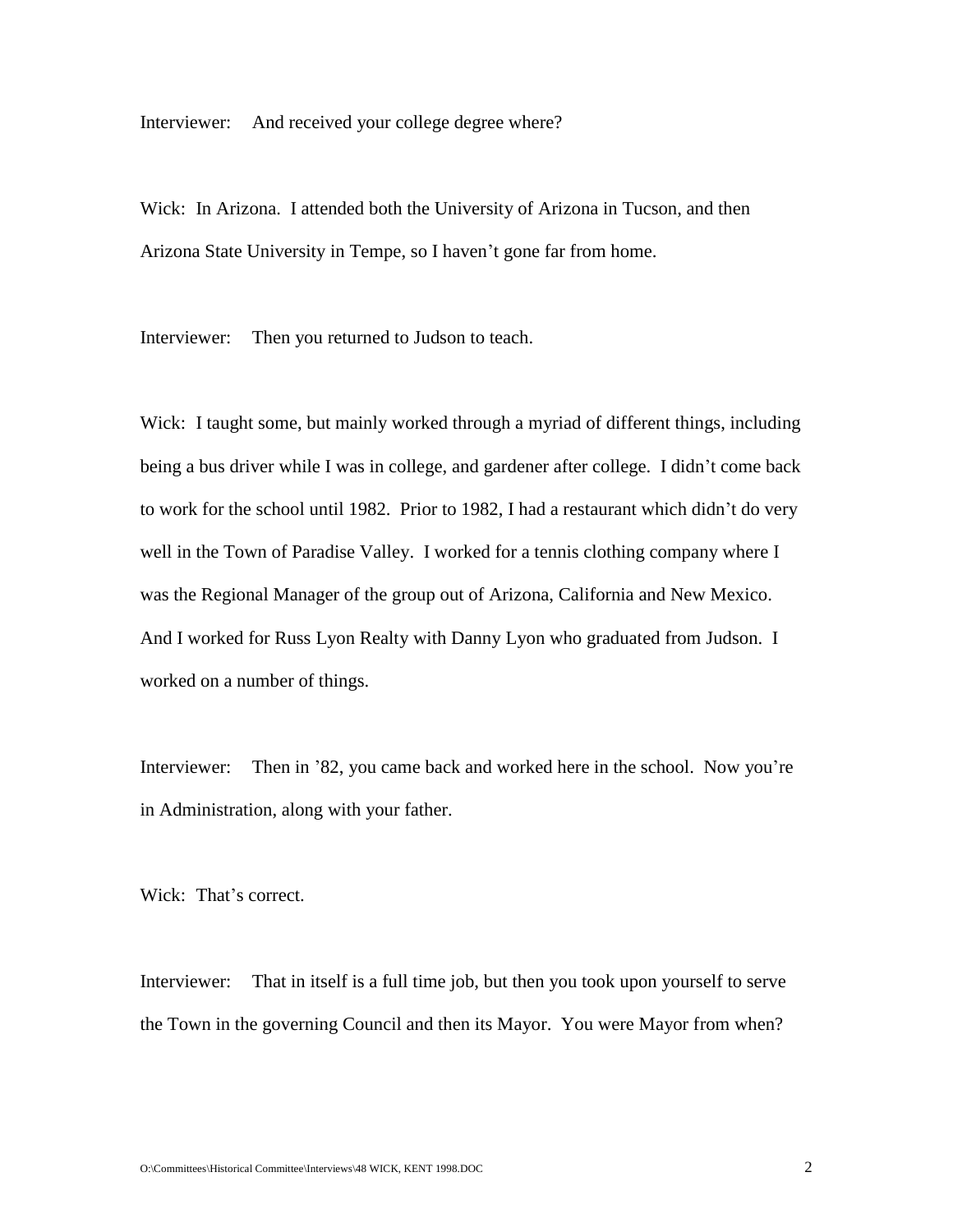Interviewer: And received your college degree where?

Wick: In Arizona. I attended both the University of Arizona in Tucson, and then Arizona State University in Tempe, so I haven't gone far from home.

Interviewer: Then you returned to Judson to teach.

Wick: I taught some, but mainly worked through a myriad of different things, including being a bus driver while I was in college, and gardener after college. I didn't come back to work for the school until 1982. Prior to 1982, I had a restaurant which didn't do very well in the Town of Paradise Valley. I worked for a tennis clothing company where I was the Regional Manager of the group out of Arizona, California and New Mexico. And I worked for Russ Lyon Realty with Danny Lyon who graduated from Judson. I worked on a number of things.

Interviewer: Then in '82, you came back and worked here in the school. Now you're in Administration, along with your father.

Wick: That's correct.

Interviewer: That in itself is a full time job, but then you took upon yourself to serve the Town in the governing Council and then its Mayor. You were Mayor from when?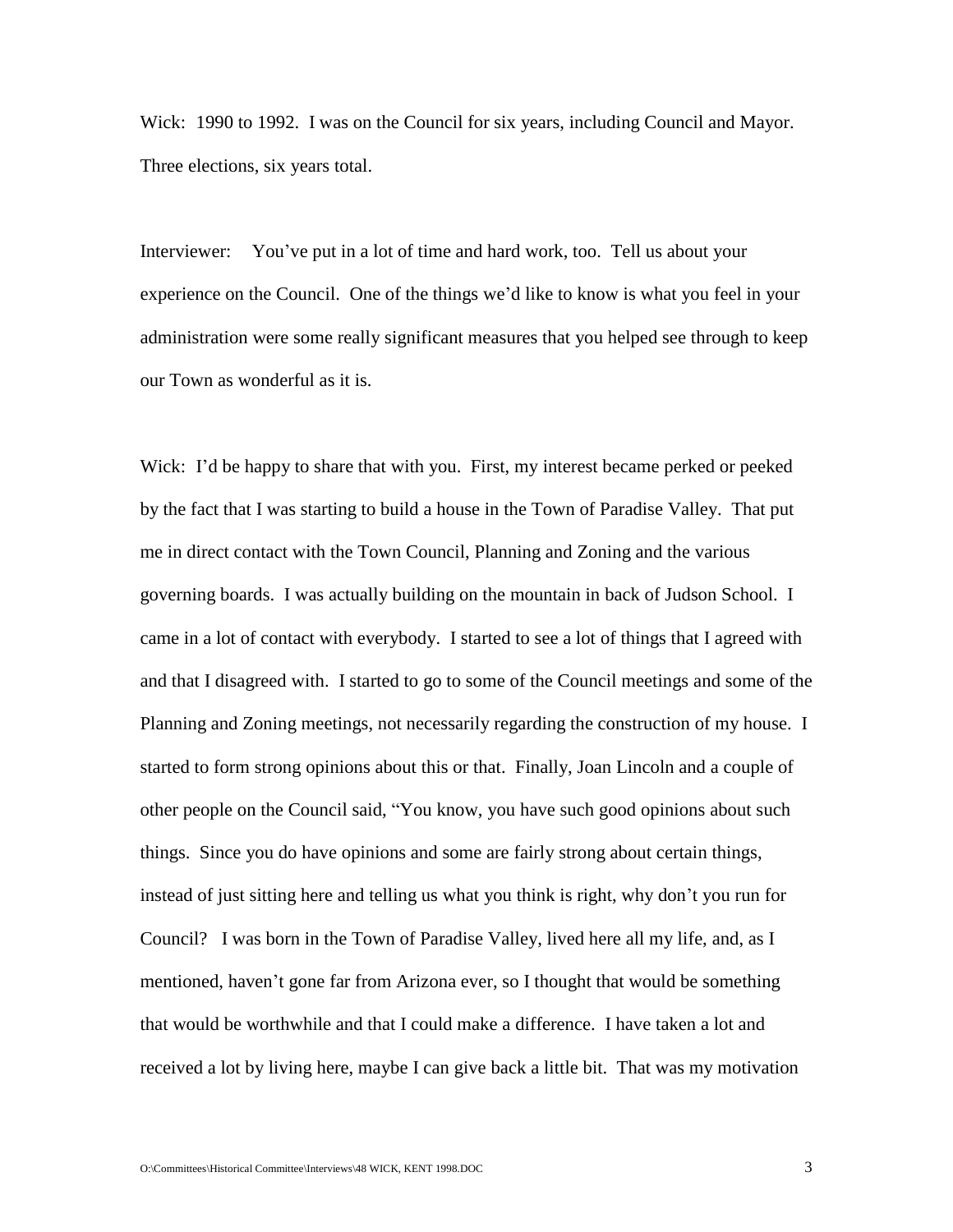Wick: 1990 to 1992. I was on the Council for six years, including Council and Mayor. Three elections, six years total.

Interviewer: You've put in a lot of time and hard work, too. Tell us about your experience on the Council. One of the things we'd like to know is what you feel in your administration were some really significant measures that you helped see through to keep our Town as wonderful as it is.

Wick: I'd be happy to share that with you. First, my interest became perked or peeked by the fact that I was starting to build a house in the Town of Paradise Valley. That put me in direct contact with the Town Council, Planning and Zoning and the various governing boards. I was actually building on the mountain in back of Judson School. I came in a lot of contact with everybody. I started to see a lot of things that I agreed with and that I disagreed with. I started to go to some of the Council meetings and some of the Planning and Zoning meetings, not necessarily regarding the construction of my house. I started to form strong opinions about this or that. Finally, Joan Lincoln and a couple of other people on the Council said, "You know, you have such good opinions about such things. Since you do have opinions and some are fairly strong about certain things, instead of just sitting here and telling us what you think is right, why don't you run for Council? I was born in the Town of Paradise Valley, lived here all my life, and, as I mentioned, haven't gone far from Arizona ever, so I thought that would be something that would be worthwhile and that I could make a difference. I have taken a lot and received a lot by living here, maybe I can give back a little bit. That was my motivation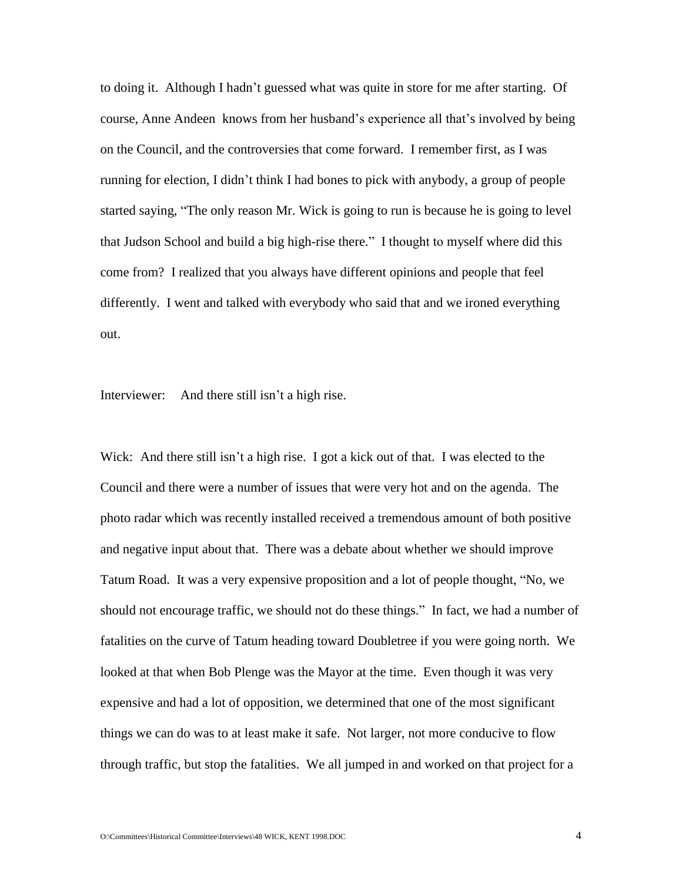to doing it. Although I hadn't guessed what was quite in store for me after starting. Of course, Anne Andeen knows from her husband's experience all that's involved by being on the Council, and the controversies that come forward. I remember first, as I was running for election, I didn't think I had bones to pick with anybody, a group of people started saying, "The only reason Mr. Wick is going to run is because he is going to level that Judson School and build a big high-rise there." I thought to myself where did this come from? I realized that you always have different opinions and people that feel differently. I went and talked with everybody who said that and we ironed everything out.

Interviewer: And there still isn't a high rise.

Wick: And there still isn't a high rise. I got a kick out of that. I was elected to the Council and there were a number of issues that were very hot and on the agenda. The photo radar which was recently installed received a tremendous amount of both positive and negative input about that. There was a debate about whether we should improve Tatum Road. It was a very expensive proposition and a lot of people thought, "No, we should not encourage traffic, we should not do these things." In fact, we had a number of fatalities on the curve of Tatum heading toward Doubletree if you were going north. We looked at that when Bob Plenge was the Mayor at the time. Even though it was very expensive and had a lot of opposition, we determined that one of the most significant things we can do was to at least make it safe. Not larger, not more conducive to flow through traffic, but stop the fatalities. We all jumped in and worked on that project for a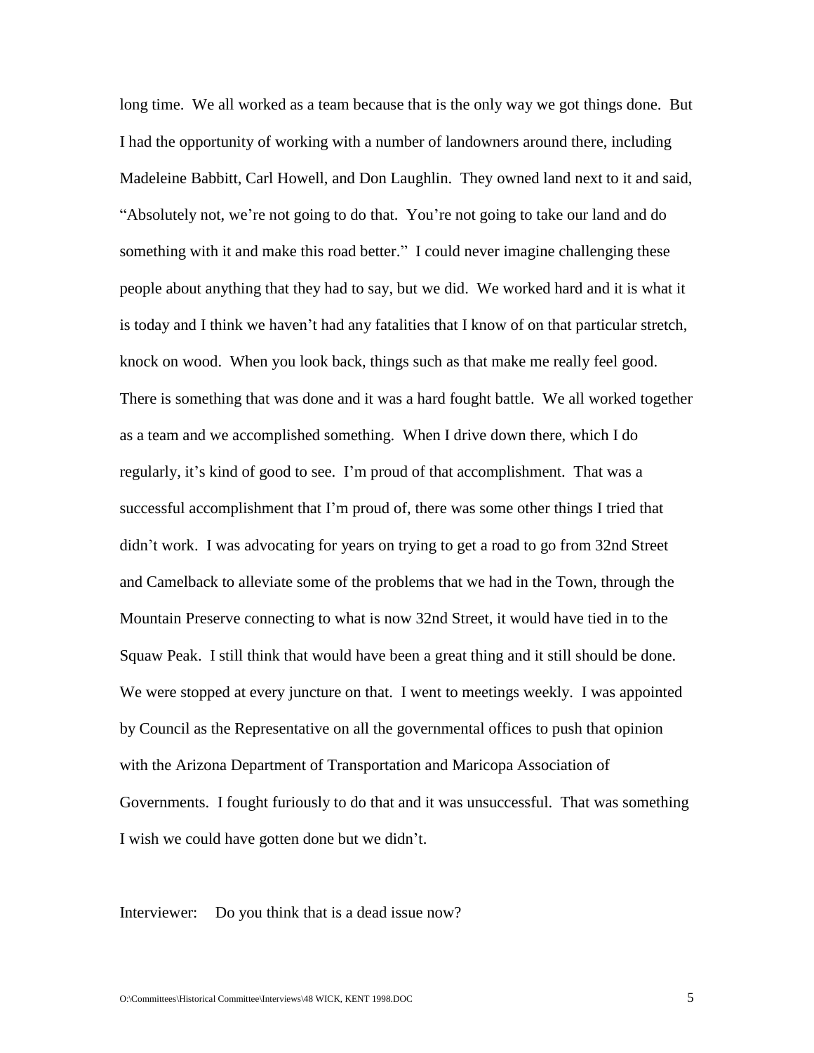long time. We all worked as a team because that is the only way we got things done. But I had the opportunity of working with a number of landowners around there, including Madeleine Babbitt, Carl Howell, and Don Laughlin. They owned land next to it and said, "Absolutely not, we're not going to do that. You're not going to take our land and do something with it and make this road better." I could never imagine challenging these people about anything that they had to say, but we did. We worked hard and it is what it is today and I think we haven't had any fatalities that I know of on that particular stretch, knock on wood. When you look back, things such as that make me really feel good. There is something that was done and it was a hard fought battle. We all worked together as a team and we accomplished something. When I drive down there, which I do regularly, it's kind of good to see. I'm proud of that accomplishment. That was a successful accomplishment that I'm proud of, there was some other things I tried that didn't work. I was advocating for years on trying to get a road to go from 32nd Street and Camelback to alleviate some of the problems that we had in the Town, through the Mountain Preserve connecting to what is now 32nd Street, it would have tied in to the Squaw Peak. I still think that would have been a great thing and it still should be done. We were stopped at every juncture on that. I went to meetings weekly. I was appointed by Council as the Representative on all the governmental offices to push that opinion with the Arizona Department of Transportation and Maricopa Association of Governments. I fought furiously to do that and it was unsuccessful. That was something I wish we could have gotten done but we didn't.

Interviewer: Do you think that is a dead issue now?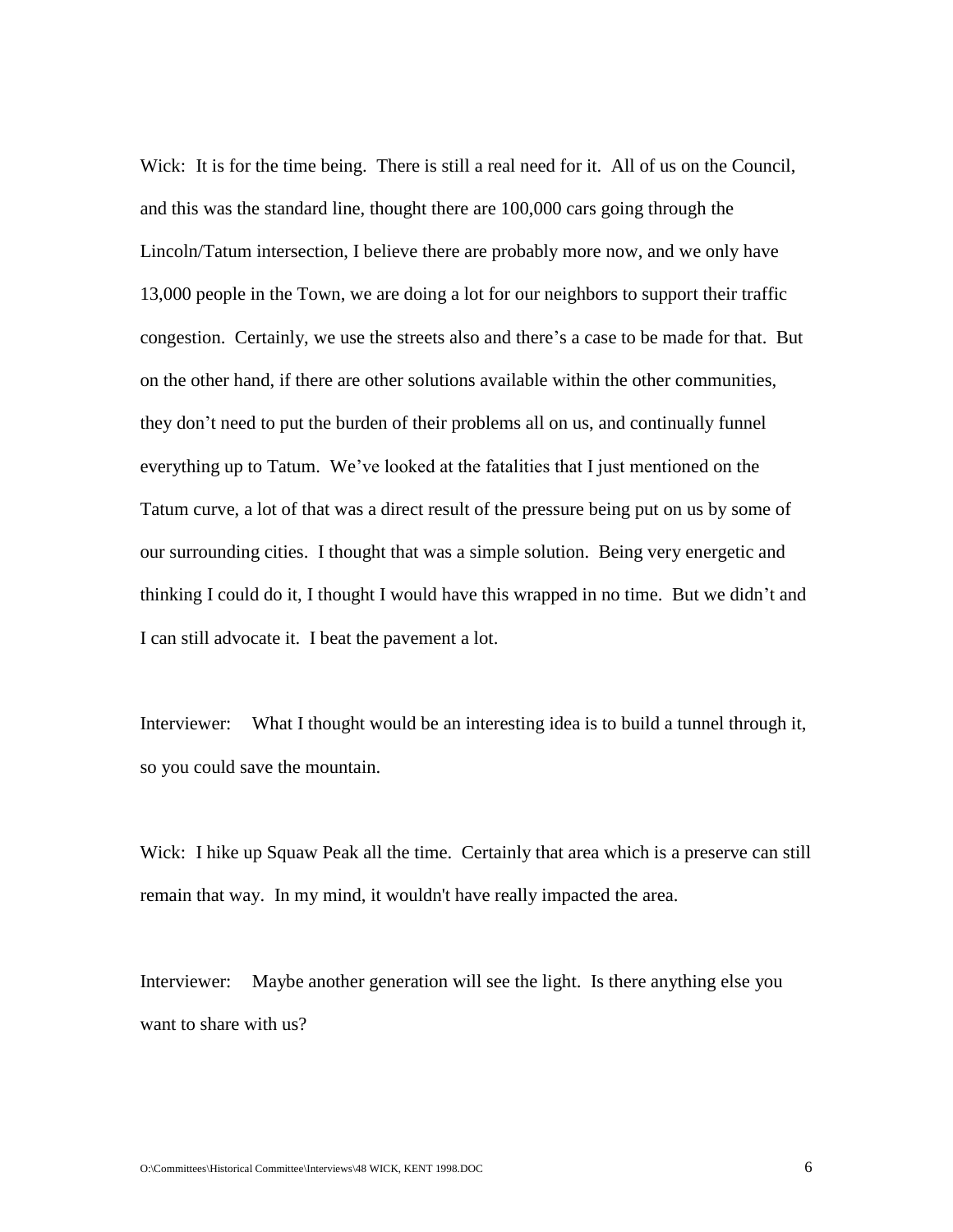Wick: It is for the time being. There is still a real need for it. All of us on the Council, and this was the standard line, thought there are 100,000 cars going through the Lincoln/Tatum intersection, I believe there are probably more now, and we only have 13,000 people in the Town, we are doing a lot for our neighbors to support their traffic congestion. Certainly, we use the streets also and there's a case to be made for that. But on the other hand, if there are other solutions available within the other communities, they don't need to put the burden of their problems all on us, and continually funnel everything up to Tatum. We've looked at the fatalities that I just mentioned on the Tatum curve, a lot of that was a direct result of the pressure being put on us by some of our surrounding cities. I thought that was a simple solution. Being very energetic and thinking I could do it, I thought I would have this wrapped in no time. But we didn't and I can still advocate it. I beat the pavement a lot.

Interviewer: What I thought would be an interesting idea is to build a tunnel through it, so you could save the mountain.

Wick: I hike up Squaw Peak all the time. Certainly that area which is a preserve can still remain that way. In my mind, it wouldn't have really impacted the area.

Interviewer: Maybe another generation will see the light. Is there anything else you want to share with us?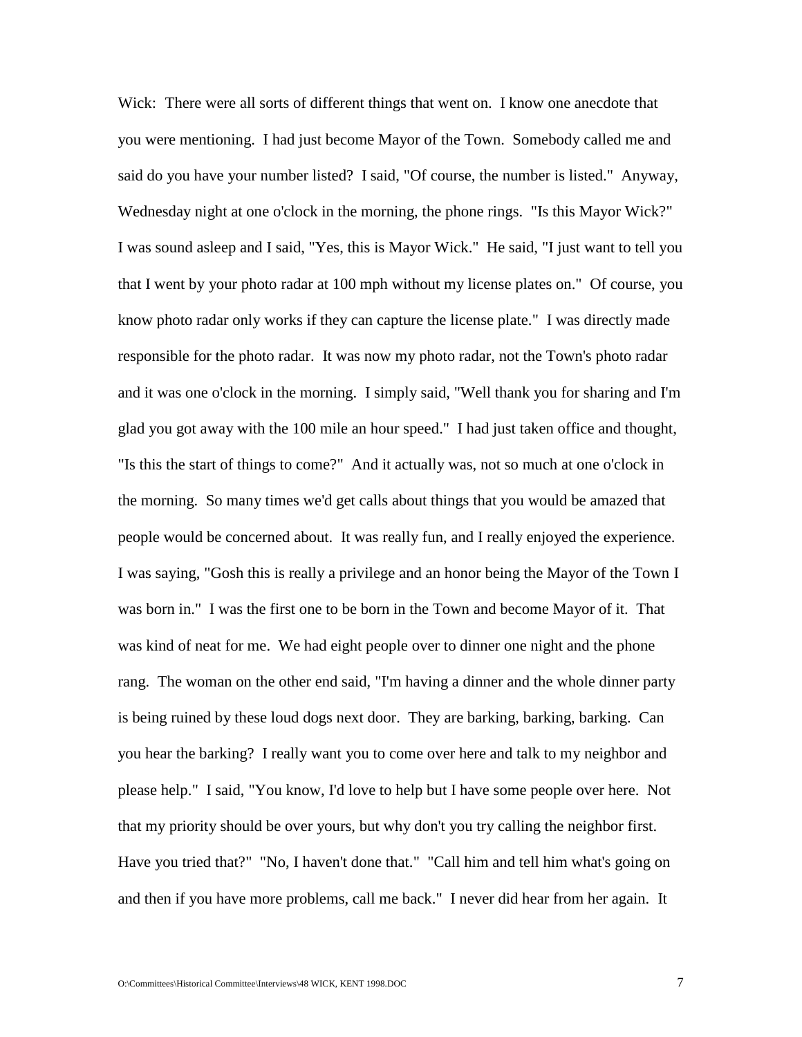Wick: There were all sorts of different things that went on. I know one anecdote that you were mentioning. I had just become Mayor of the Town. Somebody called me and said do you have your number listed? I said, "Of course, the number is listed." Anyway, Wednesday night at one o'clock in the morning, the phone rings. "Is this Mayor Wick?" I was sound asleep and I said, "Yes, this is Mayor Wick." He said, "I just want to tell you that I went by your photo radar at 100 mph without my license plates on." Of course, you know photo radar only works if they can capture the license plate." I was directly made responsible for the photo radar. It was now my photo radar, not the Town's photo radar and it was one o'clock in the morning. I simply said, "Well thank you for sharing and I'm glad you got away with the 100 mile an hour speed." I had just taken office and thought, "Is this the start of things to come?" And it actually was, not so much at one o'clock in the morning. So many times we'd get calls about things that you would be amazed that people would be concerned about. It was really fun, and I really enjoyed the experience. I was saying, "Gosh this is really a privilege and an honor being the Mayor of the Town I was born in." I was the first one to be born in the Town and become Mayor of it. That was kind of neat for me. We had eight people over to dinner one night and the phone rang. The woman on the other end said, "I'm having a dinner and the whole dinner party is being ruined by these loud dogs next door. They are barking, barking, barking. Can you hear the barking? I really want you to come over here and talk to my neighbor and please help." I said, "You know, I'd love to help but I have some people over here. Not that my priority should be over yours, but why don't you try calling the neighbor first. Have you tried that?" "No, I haven't done that." "Call him and tell him what's going on and then if you have more problems, call me back." I never did hear from her again. It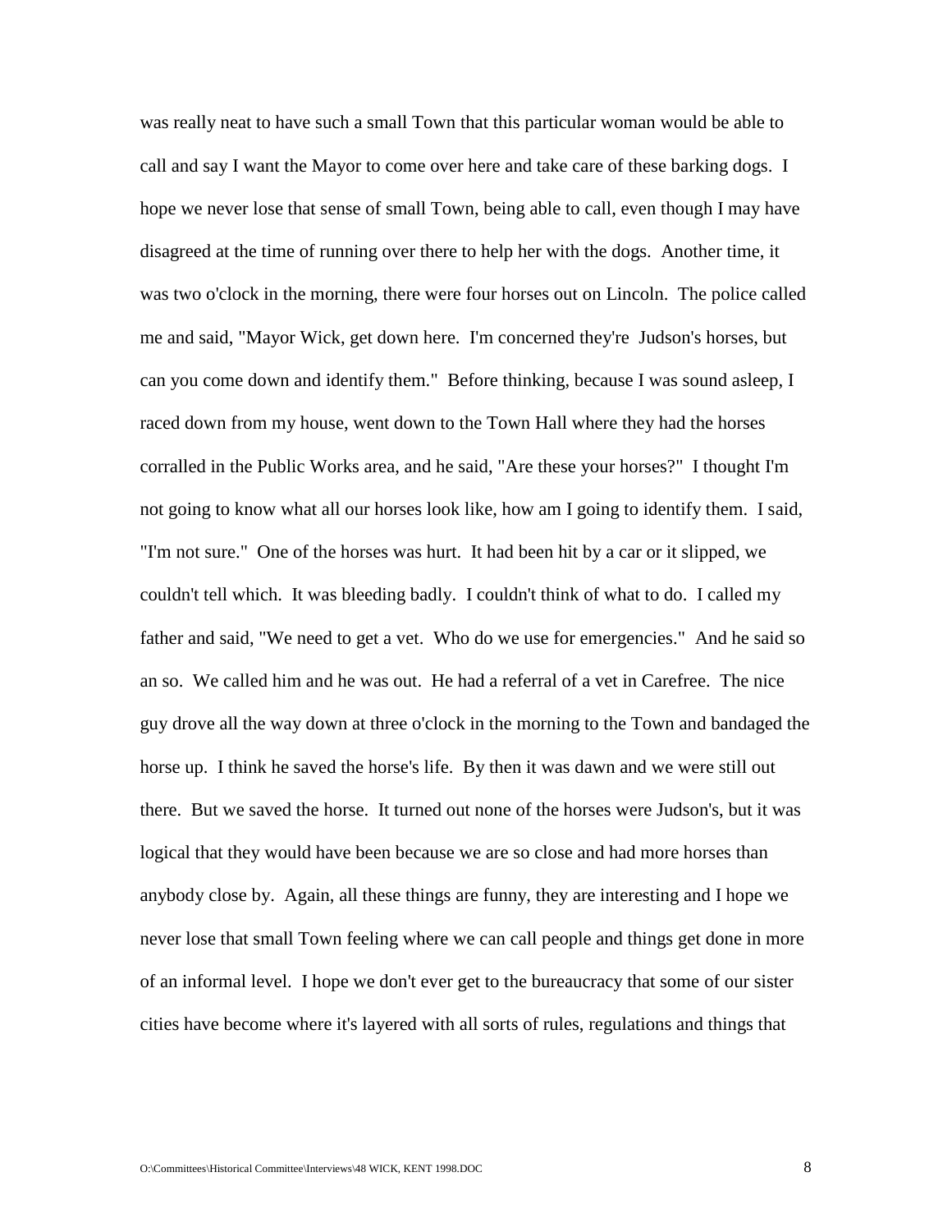was really neat to have such a small Town that this particular woman would be able to call and say I want the Mayor to come over here and take care of these barking dogs. I hope we never lose that sense of small Town, being able to call, even though I may have disagreed at the time of running over there to help her with the dogs. Another time, it was two o'clock in the morning, there were four horses out on Lincoln. The police called me and said, "Mayor Wick, get down here. I'm concerned they're Judson's horses, but can you come down and identify them." Before thinking, because I was sound asleep, I raced down from my house, went down to the Town Hall where they had the horses corralled in the Public Works area, and he said, "Are these your horses?" I thought I'm not going to know what all our horses look like, how am I going to identify them. I said, "I'm not sure." One of the horses was hurt. It had been hit by a car or it slipped, we couldn't tell which. It was bleeding badly. I couldn't think of what to do. I called my father and said, "We need to get a vet. Who do we use for emergencies." And he said so an so. We called him and he was out. He had a referral of a vet in Carefree. The nice guy drove all the way down at three o'clock in the morning to the Town and bandaged the horse up. I think he saved the horse's life. By then it was dawn and we were still out there. But we saved the horse. It turned out none of the horses were Judson's, but it was logical that they would have been because we are so close and had more horses than anybody close by. Again, all these things are funny, they are interesting and I hope we never lose that small Town feeling where we can call people and things get done in more of an informal level. I hope we don't ever get to the bureaucracy that some of our sister cities have become where it's layered with all sorts of rules, regulations and things that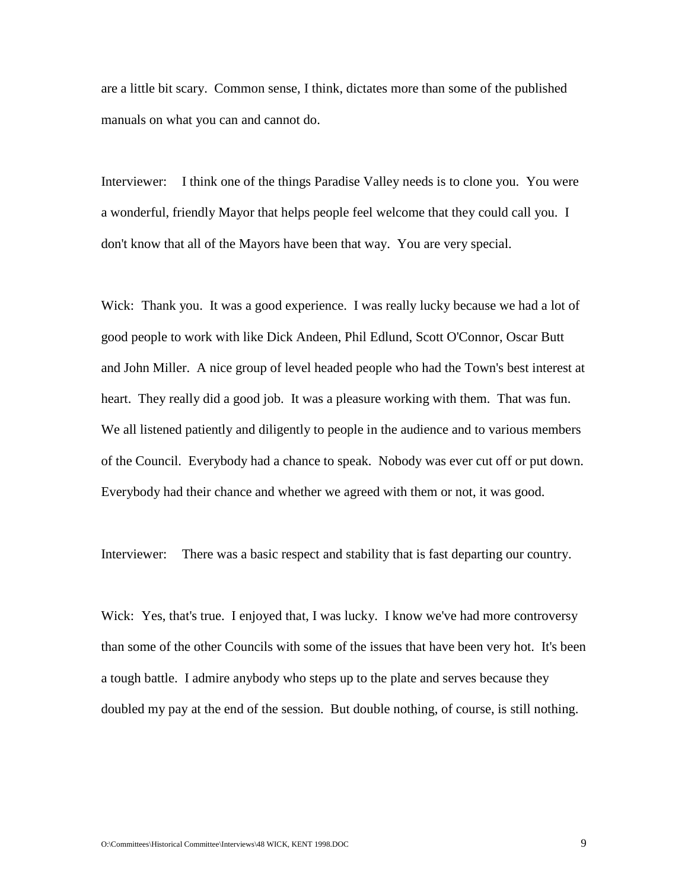are a little bit scary. Common sense, I think, dictates more than some of the published manuals on what you can and cannot do.

Interviewer: I think one of the things Paradise Valley needs is to clone you. You were a wonderful, friendly Mayor that helps people feel welcome that they could call you. I don't know that all of the Mayors have been that way. You are very special.

Wick: Thank you. It was a good experience. I was really lucky because we had a lot of good people to work with like Dick Andeen, Phil Edlund, Scott O'Connor, Oscar Butt and John Miller. A nice group of level headed people who had the Town's best interest at heart. They really did a good job. It was a pleasure working with them. That was fun. We all listened patiently and diligently to people in the audience and to various members of the Council. Everybody had a chance to speak. Nobody was ever cut off or put down. Everybody had their chance and whether we agreed with them or not, it was good.

Interviewer: There was a basic respect and stability that is fast departing our country.

Wick: Yes, that's true. I enjoyed that, I was lucky. I know we've had more controversy than some of the other Councils with some of the issues that have been very hot. It's been a tough battle. I admire anybody who steps up to the plate and serves because they doubled my pay at the end of the session. But double nothing, of course, is still nothing.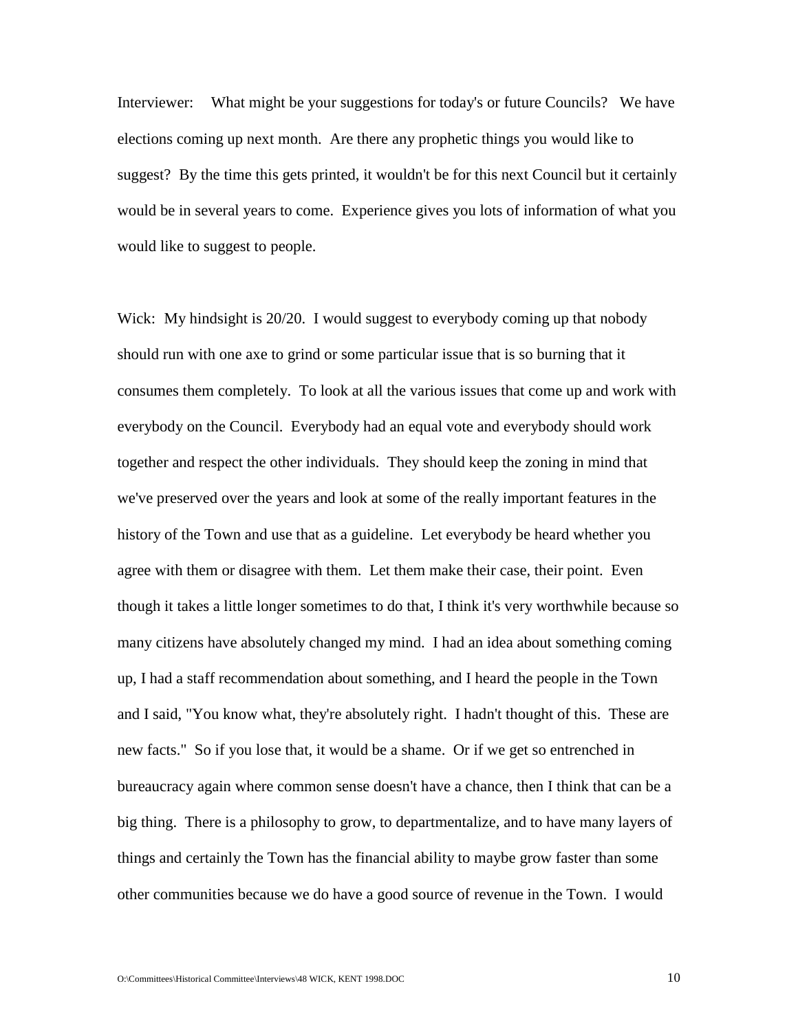Interviewer: What might be your suggestions for today's or future Councils? We have elections coming up next month. Are there any prophetic things you would like to suggest? By the time this gets printed, it wouldn't be for this next Council but it certainly would be in several years to come. Experience gives you lots of information of what you would like to suggest to people.

Wick: My hindsight is 20/20. I would suggest to everybody coming up that nobody should run with one axe to grind or some particular issue that is so burning that it consumes them completely. To look at all the various issues that come up and work with everybody on the Council. Everybody had an equal vote and everybody should work together and respect the other individuals. They should keep the zoning in mind that we've preserved over the years and look at some of the really important features in the history of the Town and use that as a guideline. Let everybody be heard whether you agree with them or disagree with them. Let them make their case, their point. Even though it takes a little longer sometimes to do that, I think it's very worthwhile because so many citizens have absolutely changed my mind. I had an idea about something coming up, I had a staff recommendation about something, and I heard the people in the Town and I said, "You know what, they're absolutely right. I hadn't thought of this. These are new facts." So if you lose that, it would be a shame. Or if we get so entrenched in bureaucracy again where common sense doesn't have a chance, then I think that can be a big thing. There is a philosophy to grow, to departmentalize, and to have many layers of things and certainly the Town has the financial ability to maybe grow faster than some other communities because we do have a good source of revenue in the Town. I would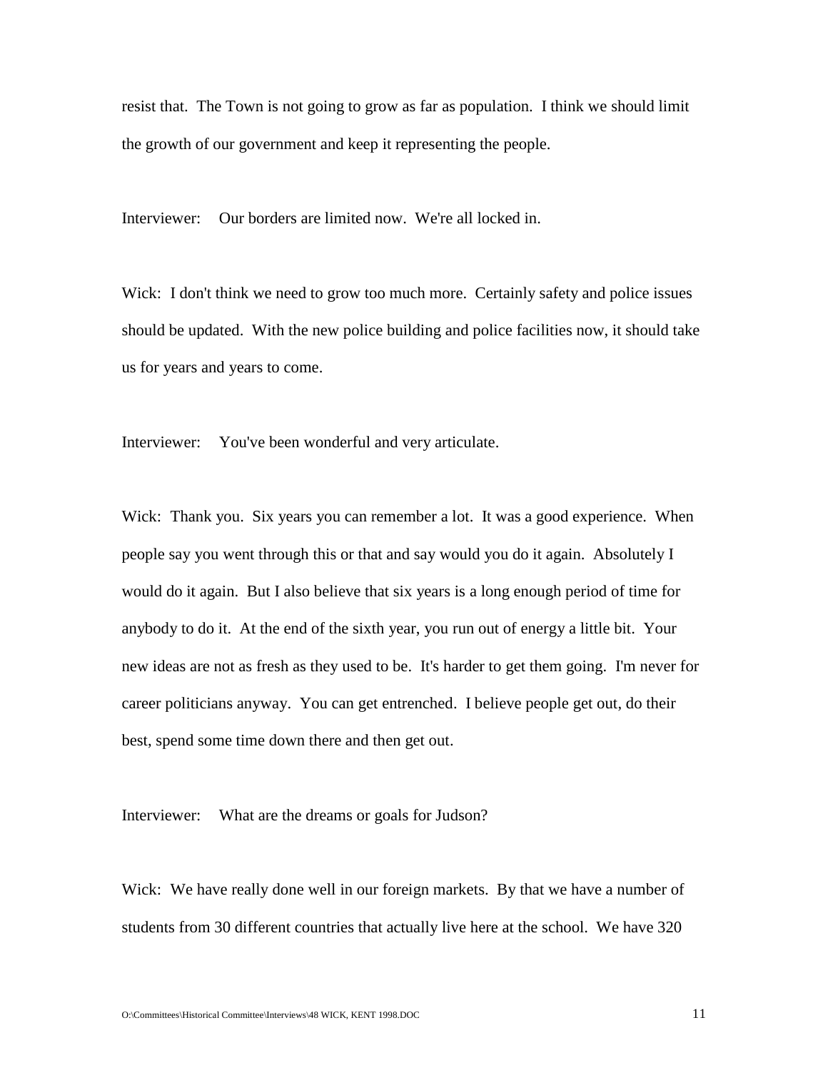resist that. The Town is not going to grow as far as population. I think we should limit the growth of our government and keep it representing the people.

Interviewer: Our borders are limited now. We're all locked in.

Wick: I don't think we need to grow too much more. Certainly safety and police issues should be updated. With the new police building and police facilities now, it should take us for years and years to come.

Interviewer: You've been wonderful and very articulate.

Wick: Thank you. Six years you can remember a lot. It was a good experience. When people say you went through this or that and say would you do it again. Absolutely I would do it again. But I also believe that six years is a long enough period of time for anybody to do it. At the end of the sixth year, you run out of energy a little bit. Your new ideas are not as fresh as they used to be. It's harder to get them going. I'm never for career politicians anyway. You can get entrenched. I believe people get out, do their best, spend some time down there and then get out.

Interviewer: What are the dreams or goals for Judson?

Wick: We have really done well in our foreign markets. By that we have a number of students from 30 different countries that actually live here at the school. We have 320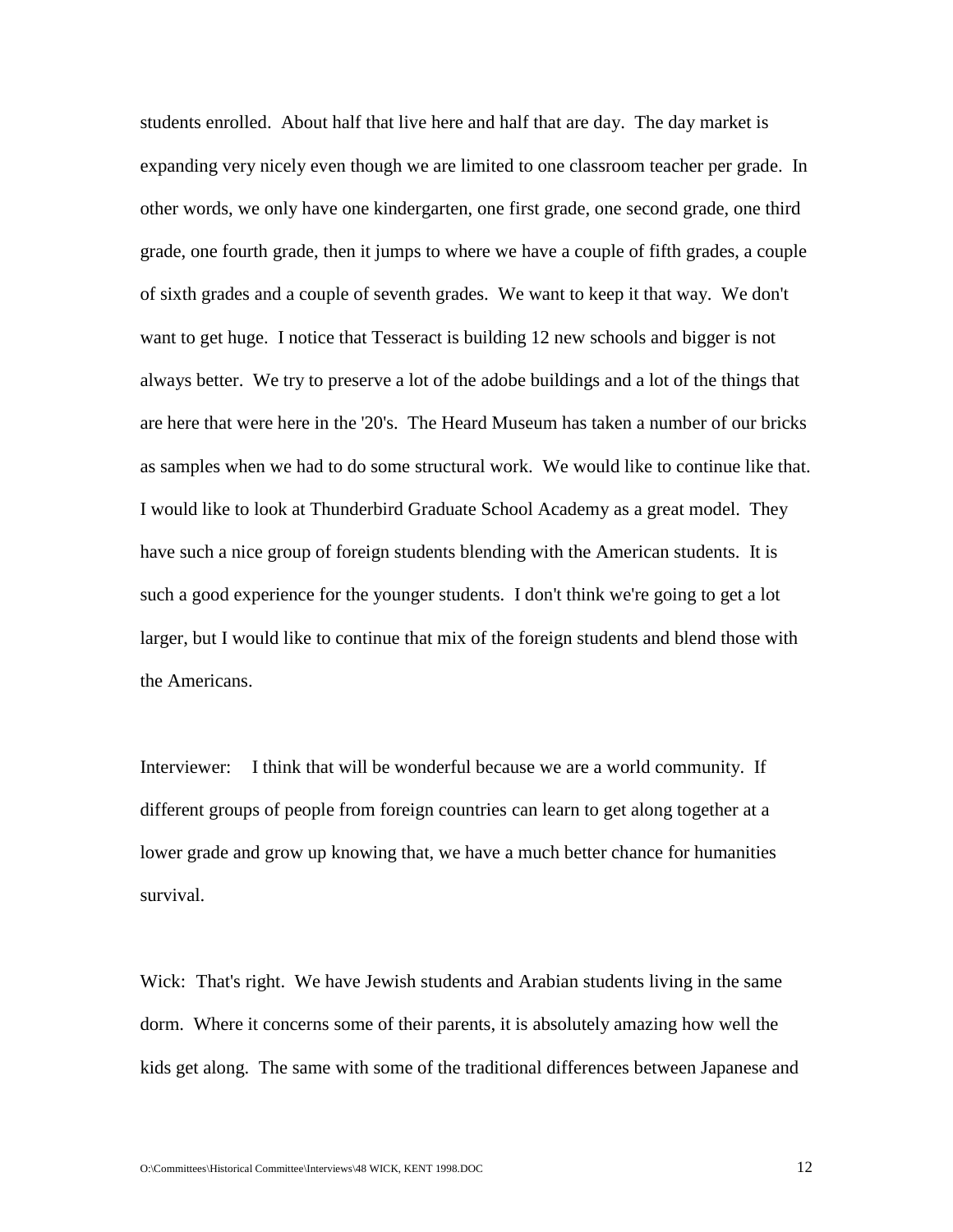students enrolled. About half that live here and half that are day. The day market is expanding very nicely even though we are limited to one classroom teacher per grade. In other words, we only have one kindergarten, one first grade, one second grade, one third grade, one fourth grade, then it jumps to where we have a couple of fifth grades, a couple of sixth grades and a couple of seventh grades. We want to keep it that way. We don't want to get huge. I notice that Tesseract is building 12 new schools and bigger is not always better. We try to preserve a lot of the adobe buildings and a lot of the things that are here that were here in the '20's. The Heard Museum has taken a number of our bricks as samples when we had to do some structural work. We would like to continue like that. I would like to look at Thunderbird Graduate School Academy as a great model. They have such a nice group of foreign students blending with the American students. It is such a good experience for the younger students. I don't think we're going to get a lot larger, but I would like to continue that mix of the foreign students and blend those with the Americans.

Interviewer: I think that will be wonderful because we are a world community. If different groups of people from foreign countries can learn to get along together at a lower grade and grow up knowing that, we have a much better chance for humanities survival.

Wick: That's right. We have Jewish students and Arabian students living in the same dorm. Where it concerns some of their parents, it is absolutely amazing how well the kids get along. The same with some of the traditional differences between Japanese and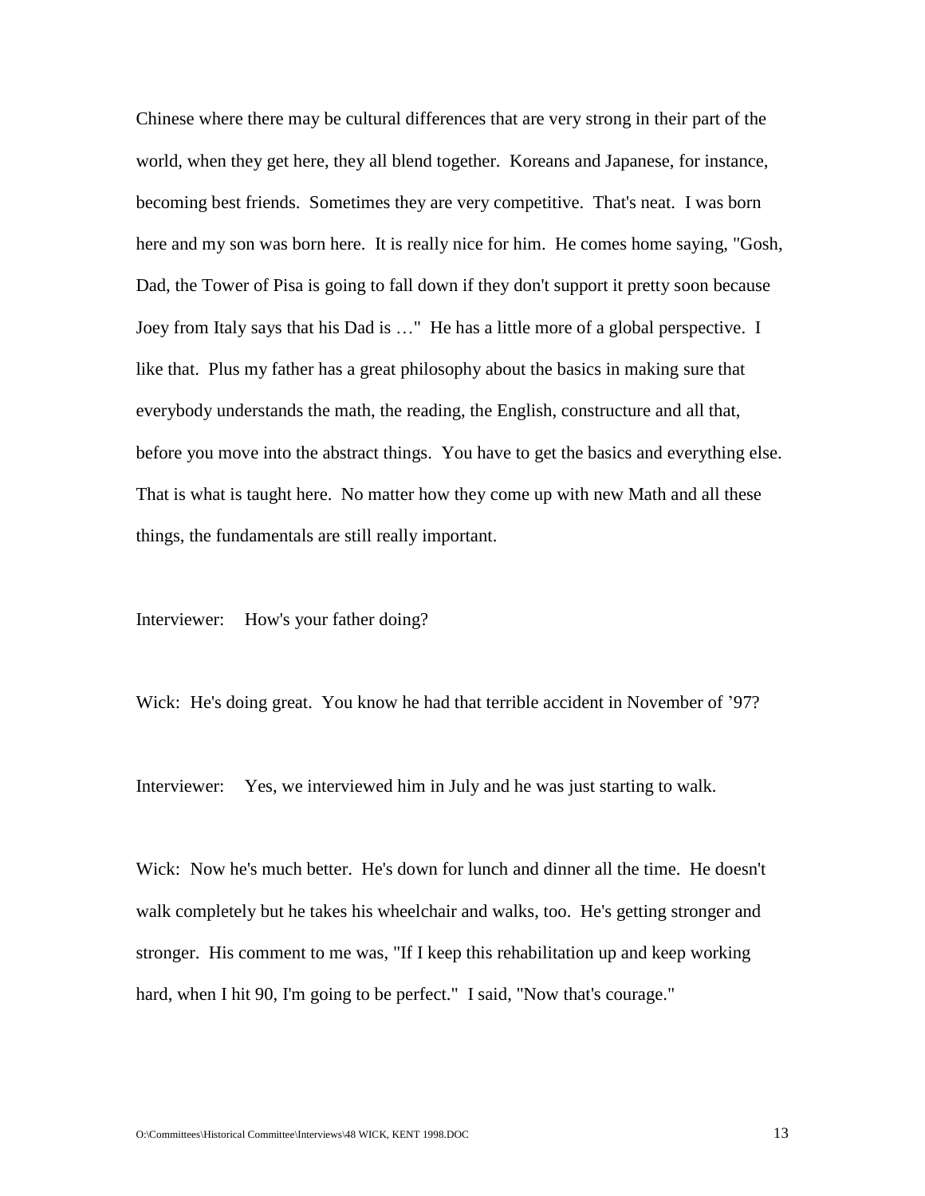Chinese where there may be cultural differences that are very strong in their part of the world, when they get here, they all blend together. Koreans and Japanese, for instance, becoming best friends. Sometimes they are very competitive. That's neat. I was born here and my son was born here. It is really nice for him. He comes home saying, "Gosh, Dad, the Tower of Pisa is going to fall down if they don't support it pretty soon because Joey from Italy says that his Dad is …" He has a little more of a global perspective. I like that. Plus my father has a great philosophy about the basics in making sure that everybody understands the math, the reading, the English, constructure and all that, before you move into the abstract things. You have to get the basics and everything else. That is what is taught here. No matter how they come up with new Math and all these things, the fundamentals are still really important.

Interviewer: How's your father doing?

Wick: He's doing great. You know he had that terrible accident in November of '97?

Interviewer: Yes, we interviewed him in July and he was just starting to walk.

Wick: Now he's much better. He's down for lunch and dinner all the time. He doesn't walk completely but he takes his wheelchair and walks, too. He's getting stronger and stronger. His comment to me was, "If I keep this rehabilitation up and keep working hard, when I hit 90, I'm going to be perfect." I said, "Now that's courage."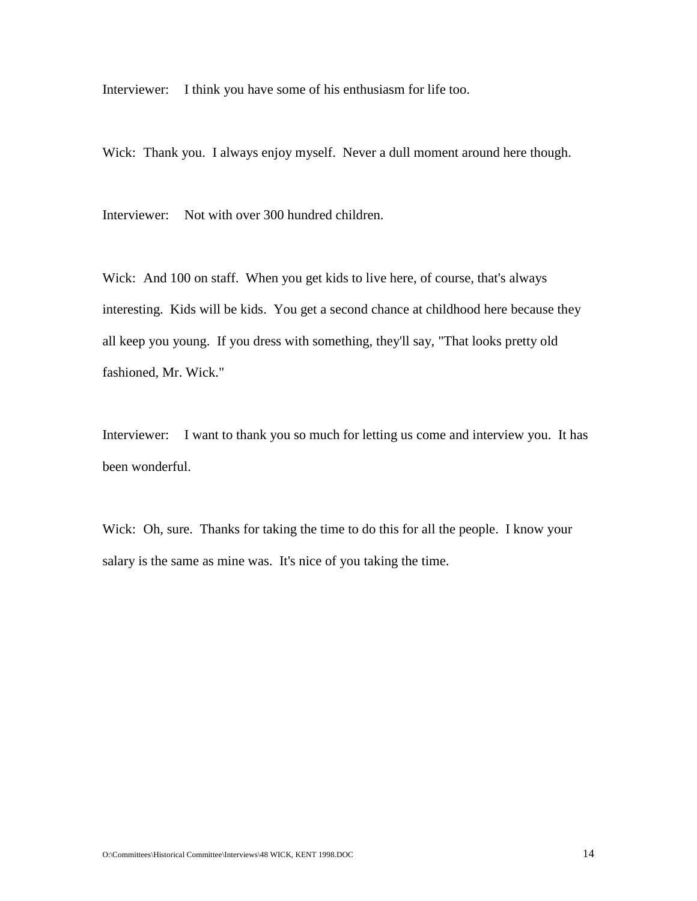Interviewer: I think you have some of his enthusiasm for life too.

Wick: Thank you. I always enjoy myself. Never a dull moment around here though.

Interviewer: Not with over 300 hundred children.

Wick: And 100 on staff. When you get kids to live here, of course, that's always interesting. Kids will be kids. You get a second chance at childhood here because they all keep you young. If you dress with something, they'll say, "That looks pretty old fashioned, Mr. Wick."

Interviewer: I want to thank you so much for letting us come and interview you. It has been wonderful.

Wick: Oh, sure. Thanks for taking the time to do this for all the people. I know your salary is the same as mine was. It's nice of you taking the time.